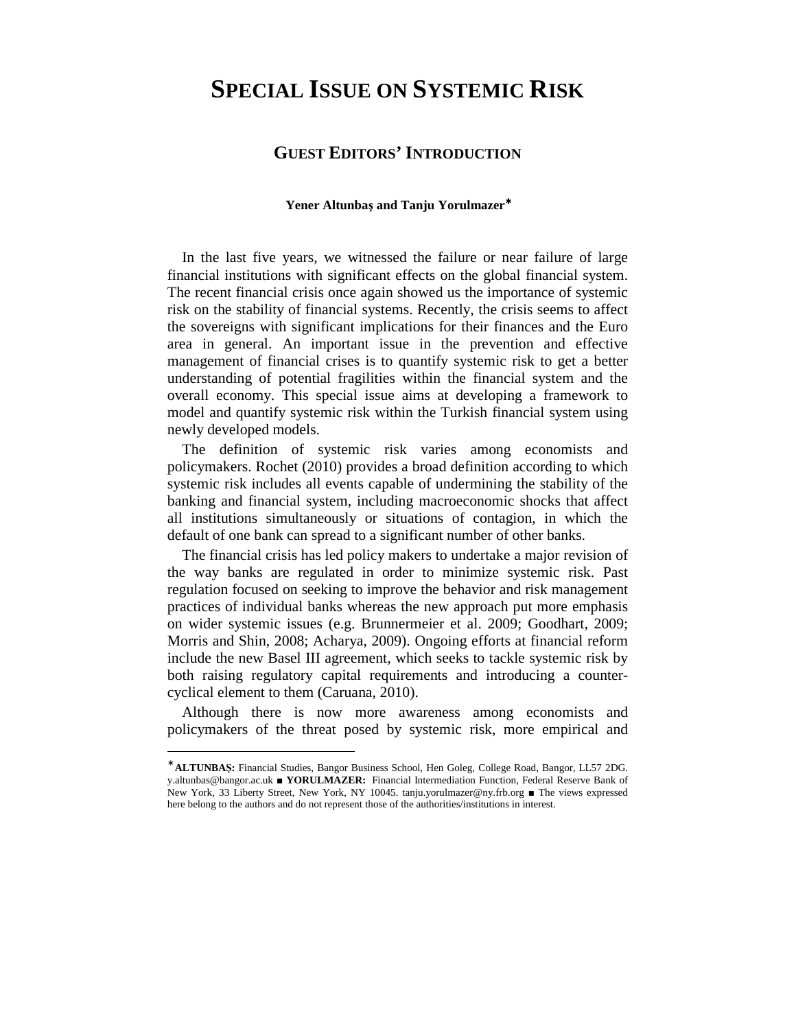# Special Issue on Systemic Risk

## Guest Editors' Introduction

**Yener Altunbaş and Tanju Yorulmazer***

In the last five years, we witnessed the failure or near failure of large financial institutions with significant effects on the global financial system. The recent financial crisis once again showed us the importance of systemic risk on the stability of financial systems. Recently, the crisis seems to affect the sovereigns with significant implications for their finances and the Euro area in general. An important issue in the prevention and effective management of financial crises is to quantify systemic risk to get a better understanding of potential fragilities within the financial system and the overall economy. This special issue aims at developing a framework to model and quantify systemic risk within the Turkish financial system using newly developed models.

The definition of systemic risk varies among economists and policymakers. Rochet (2010) provides a broad definition according to which systemic risk includes all events capable of undermining the stability of the banking and financial system, including macroeconomic shocks that affect all institutions simultaneously or situations of contagion, in which the default of one bank can spread to a significant number of other banks.

The financial crisis has led policy makers to undertake a major revision of the way banks are regulated in order to minimize systemic risk. Past regulation focused on seeking to improve the behavior and risk management practices of individual banks whereas the new approach put more emphasis on wider systemic issues (e.g. Brunnermeier et al. 2009; Goodhart, 2009; Morris and Shin, 2008; Acharya, 2009). Ongoing efforts at financial reform include the new Basel III agreement, which seeks to tackle systemic risk by both raising regulatory capital requirements and introducing a counter-cyclical element to them (Caruana, 2010).

Although there is now more awareness among economists and policymakers of the threat posed by systemic risk, more empirical and

---

* **ALTUNBAŞ:** Financial Studies, Bangor Business School, Hen Goleg, College Road, Bangor, LL57 2DG. y.altunbas@bangor.ac.uk ■ **YORULMAZER:** Financial Intermediation Function, Federal Reserve Bank of New York, 33 Liberty Street, New York, NY 10045. tanju.yorulmazer@ny.frb.org ■ The views expressed here belong to the authors and do not represent those of the authorities/institutions in interest.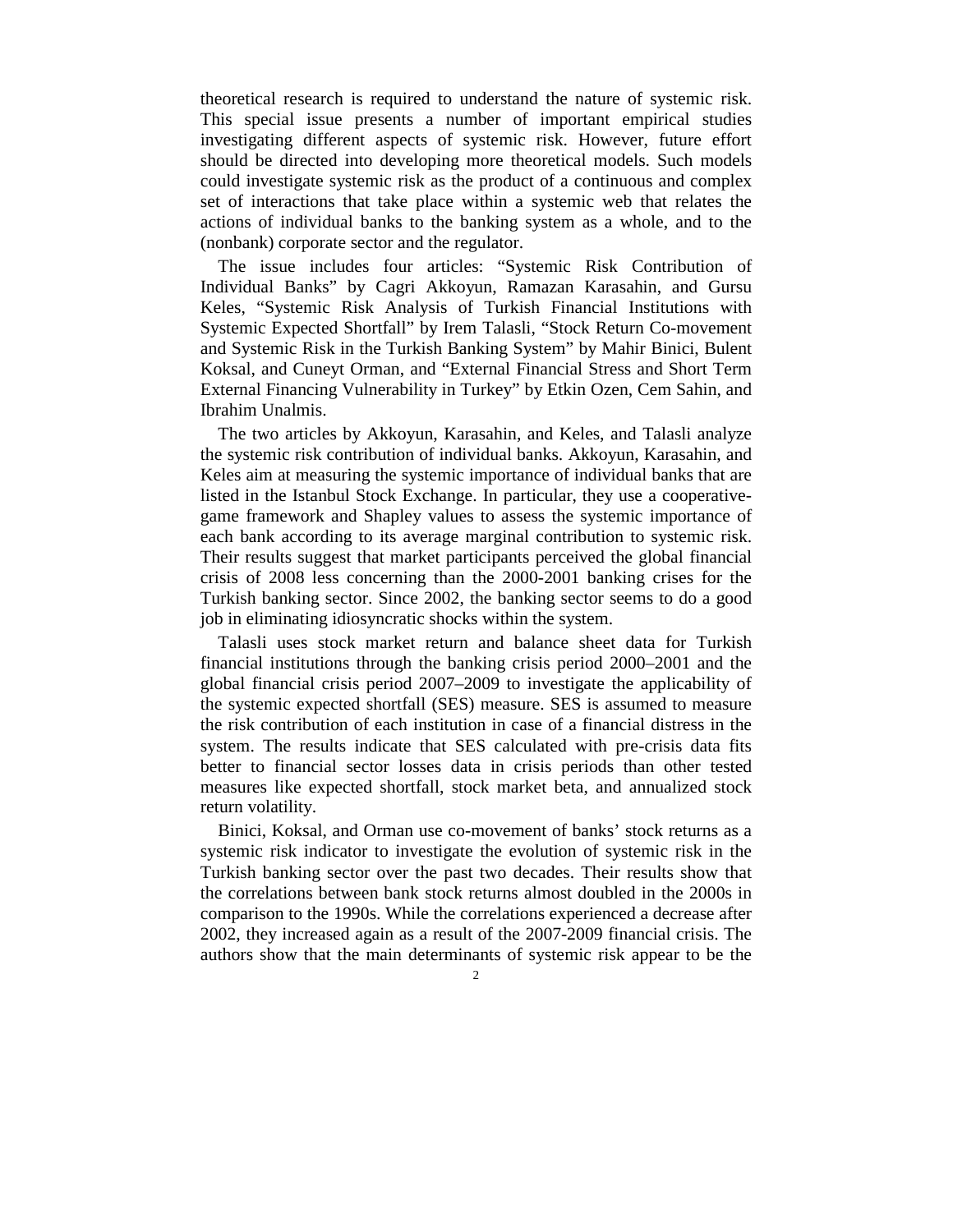theoretical research is required to understand the nature of systemic risk. This special issue presents a number of important empirical studies investigating different aspects of systemic risk. However, future effort should be directed into developing more theoretical models. Such models could investigate systemic risk as the product of a continuous and complex set of interactions that take place within a systemic web that relates the actions of individual banks to the banking system as a whole, and to the (nonbank) corporate sector and the regulator.

The issue includes four articles: "Systemic Risk Contribution of Individual Banks" by Cagri Akkoyun, Ramazan Karasahin, and Gursu Keles, "Systemic Risk Analysis of Turkish Financial Institutions with Systemic Expected Shortfall" by Irem Talasli, "Stock Return Co-movement and Systemic Risk in the Turkish Banking System" by Mahir Binici, Bulent Koksal, and Cuneyt Orman, and "External Financial Stress and Short Term External Financing Vulnerability in Turkey" by Etkin Ozen, Cem Sahin, and Ibrahim Unalmis.

The two articles by Akkoyun, Karasahin, and Keles, and Talasli analyze the systemic risk contribution of individual banks. Akkoyun, Karasahin, and Keles aim at measuring the systemic importance of individual banks that are listed in the Istanbul Stock Exchange. In particular, they use a cooperative-game framework and Shapley values to assess the systemic importance of each bank according to its average marginal contribution to systemic risk. Their results suggest that market participants perceived the global financial crisis of 2008 less concerning than the 2000-2001 banking crises for the Turkish banking sector. Since 2002, the banking sector seems to do a good job in eliminating idiosyncratic shocks within the system.

Talasli uses stock market return and balance sheet data for Turkish financial institutions through the banking crisis period 2000–2001 and the global financial crisis period 2007–2009 to investigate the applicability of the systemic expected shortfall (SES) measure. SES is assumed to measure the risk contribution of each institution in case of a financial distress in the system. The results indicate that SES calculated with pre-crisis data fits better to financial sector losses data in crisis periods than other tested measures like expected shortfall, stock market beta, and annualized stock return volatility.

Binici, Koksal, and Orman use co-movement of banks' stock returns as a systemic risk indicator to investigate the evolution of systemic risk in the Turkish banking sector over the past two decades. Their results show that the correlations between bank stock returns almost doubled in the 2000s in comparison to the 1990s. While the correlations experienced a decrease after 2002, they increased again as a result of the 2007-2009 financial crisis. The authors show that the main determinants of systemic risk appear to be the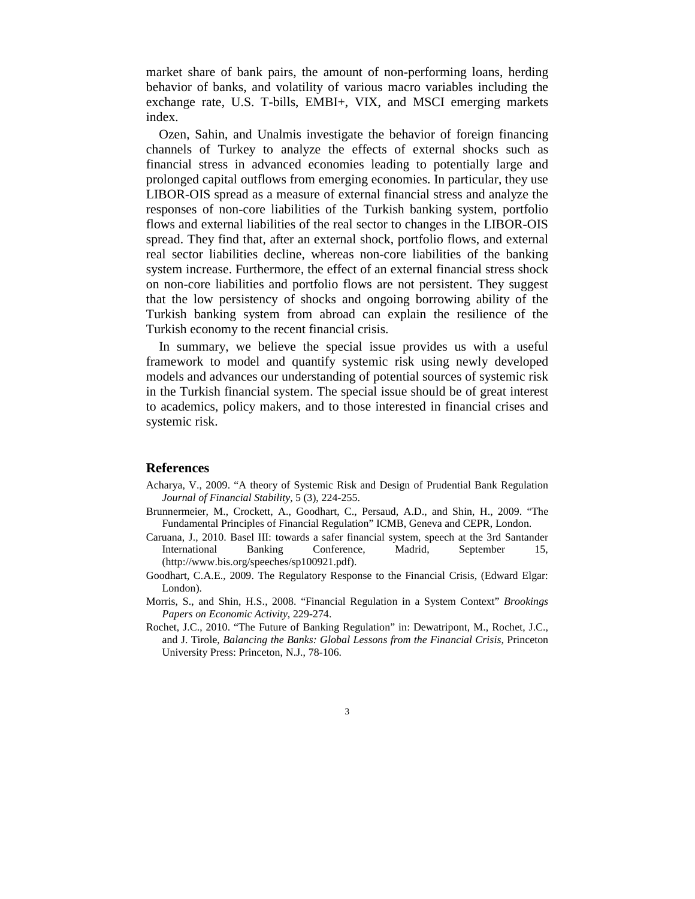market share of bank pairs, the amount of non-performing loans, herding behavior of banks, and volatility of various macro variables including the exchange rate, U.S. T-bills, EMBI+, VIX, and MSCI emerging markets index.

Ozen, Sahin, and Unalmis investigate the behavior of foreign financing channels of Turkey to analyze the effects of external shocks such as financial stress in advanced economies leading to potentially large and prolonged capital outflows from emerging economies. In particular, they use LIBOR-OIS spread as a measure of external financial stress and analyze the responses of non-core liabilities of the Turkish banking system, portfolio flows and external liabilities of the real sector to changes in the LIBOR-OIS spread. They find that, after an external shock, portfolio flows, and external real sector liabilities decline, whereas non-core liabilities of the banking system increase. Furthermore, the effect of an external financial stress shock on non-core liabilities and portfolio flows are not persistent. They suggest that the low persistency of shocks and ongoing borrowing ability of the Turkish banking system from abroad can explain the resilience of the Turkish economy to the recent financial crisis.

In summary, we believe the special issue provides us with a useful framework to model and quantify systemic risk using newly developed models and advances our understanding of potential sources of systemic risk in the Turkish financial system. The special issue should be of great interest to academics, policy makers, and to those interested in financial crises and systemic risk.

## References

Acharya, V., 2009. "A theory of Systemic Risk and Design of Prudential Bank Regulation *Journal of Financial Stability*, 5 (3), 224-255.

Brunnermeier, M., Crockett, A., Goodhart, C., Persaud, A.D., and Shin, H., 2009. "The Fundamental Principles of Financial Regulation" ICMB, Geneva and CEPR, London.

Caruana, J., 2010. Basel III: towards a safer financial system, speech at the 3rd Santander International Banking Conference, Madrid, September 15, (http://www.bis.org/speeches/sp100921.pdf).

Goodhart, C.A.E., 2009. The Regulatory Response to the Financial Crisis, (Edward Elgar: London).

Morris, S., and Shin, H.S., 2008. "Financial Regulation in a System Context" *Brookings Papers on Economic Activity*, 229-274.

Rochet, J.C., 2010. "The Future of Banking Regulation" in: Dewatripont, M., Rochet, J.C., and J. Tirole, *Balancing the Banks: Global Lessons from the Financial Crisis*, Princeton University Press: Princeton, N.J., 78-106.